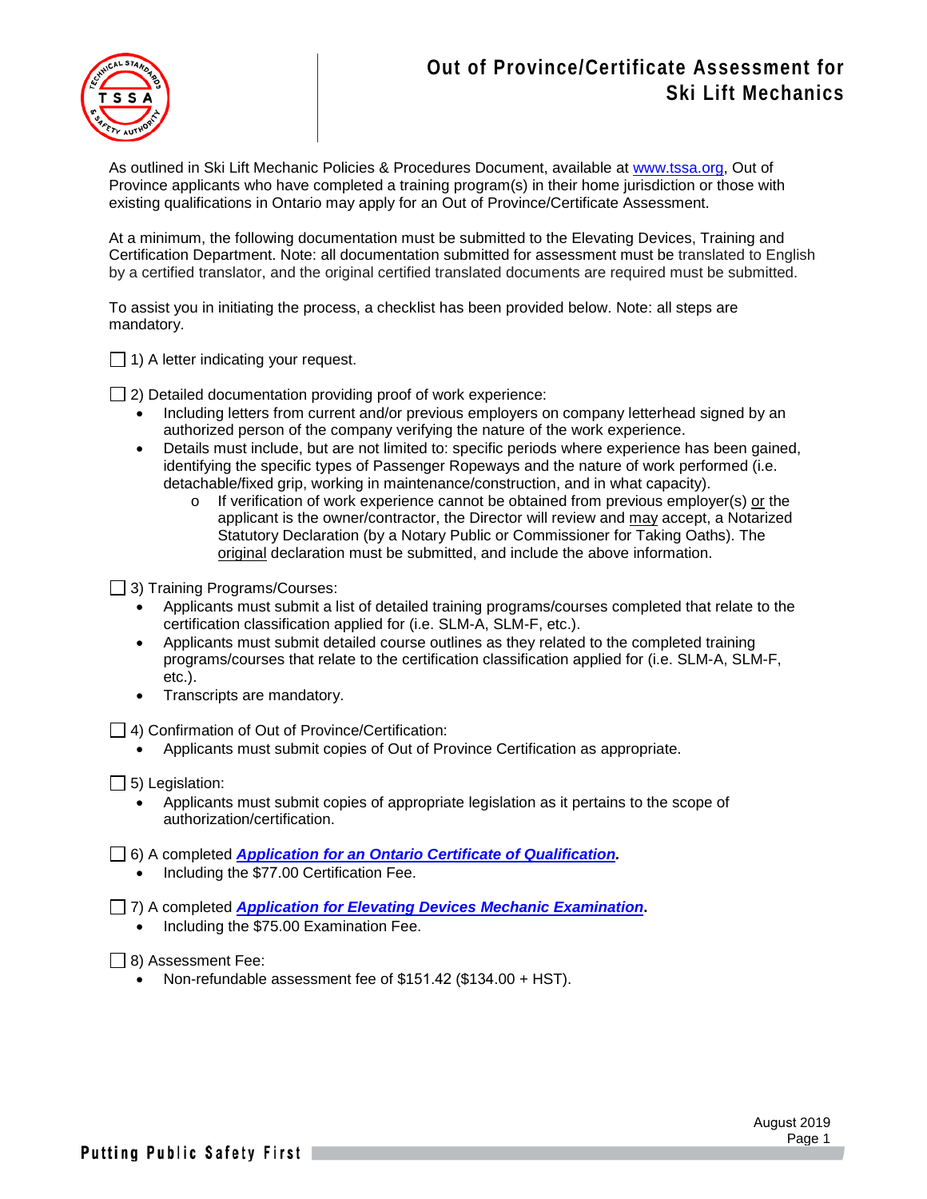# Out of Province/Certificate Assessment for Ski Lift Mechanics

As outlined in Ski Lift Mechanic Policies & Procedures Document, available at www.tssa.org, Out of Province applicants who have completed a training program(s) in their home jurisdiction or those with existing qualifications in Ontario may apply for an Out of Province/Certificate Assessment.

At a minimum, the following documentation must be submitted to the Elevating Devices, Training and Certification Department. Note: all documentation submitted for assessment must be translated to English by a certified translator, and the original certified translated documents are required must be submitted.

To assist you in initiating the process, a checklist has been provided below. Note: all steps are mandatory.

☐ 1) A letter indicating your request.

☐ 2) Detailed documentation providing proof of work experience:

- Including letters from current and/or previous employers on company letterhead signed by an authorized person of the company verifying the nature of the work experience.
- Details must include, but are not limited to: specific periods where experience has been gained, identifying the specific types of Passenger Ropeways and the nature of work performed (i.e. detachable/fixed grip, working in maintenance/construction, and in what capacity).
  - If verification of work experience cannot be obtained from previous employer(s) or the applicant is the owner/contractor, the Director will review and may accept, a Notarized Statutory Declaration (by a Notary Public or Commissioner for Taking Oaths). The original declaration must be submitted, and include the above information.

☐ 3) Training Programs/Courses:

- Applicants must submit a list of detailed training programs/courses completed that relate to the certification classification applied for (i.e. SLM-A, SLM-F, etc.).
- Applicants must submit detailed course outlines as they related to the completed training programs/courses that relate to the certification classification applied for (i.e. SLM-A, SLM-F, etc.).
- Transcripts are mandatory.

☐ 4) Confirmation of Out of Province/Certification:

- Applicants must submit copies of Out of Province Certification as appropriate.

☐ 5) Legislation:

- Applicants must submit copies of appropriate legislation as it pertains to the scope of authorization/certification.

☐ 6) A completed ***Application for an Ontario Certificate of Qualification***.

- Including the $77.00 Certification Fee.

☐ 7) A completed ***Application for Elevating Devices Mechanic Examination***.

- Including the $75.00 Examination Fee.

☐ 8) Assessment Fee:

- Non-refundable assessment fee of $151.42 ($134.00 + HST).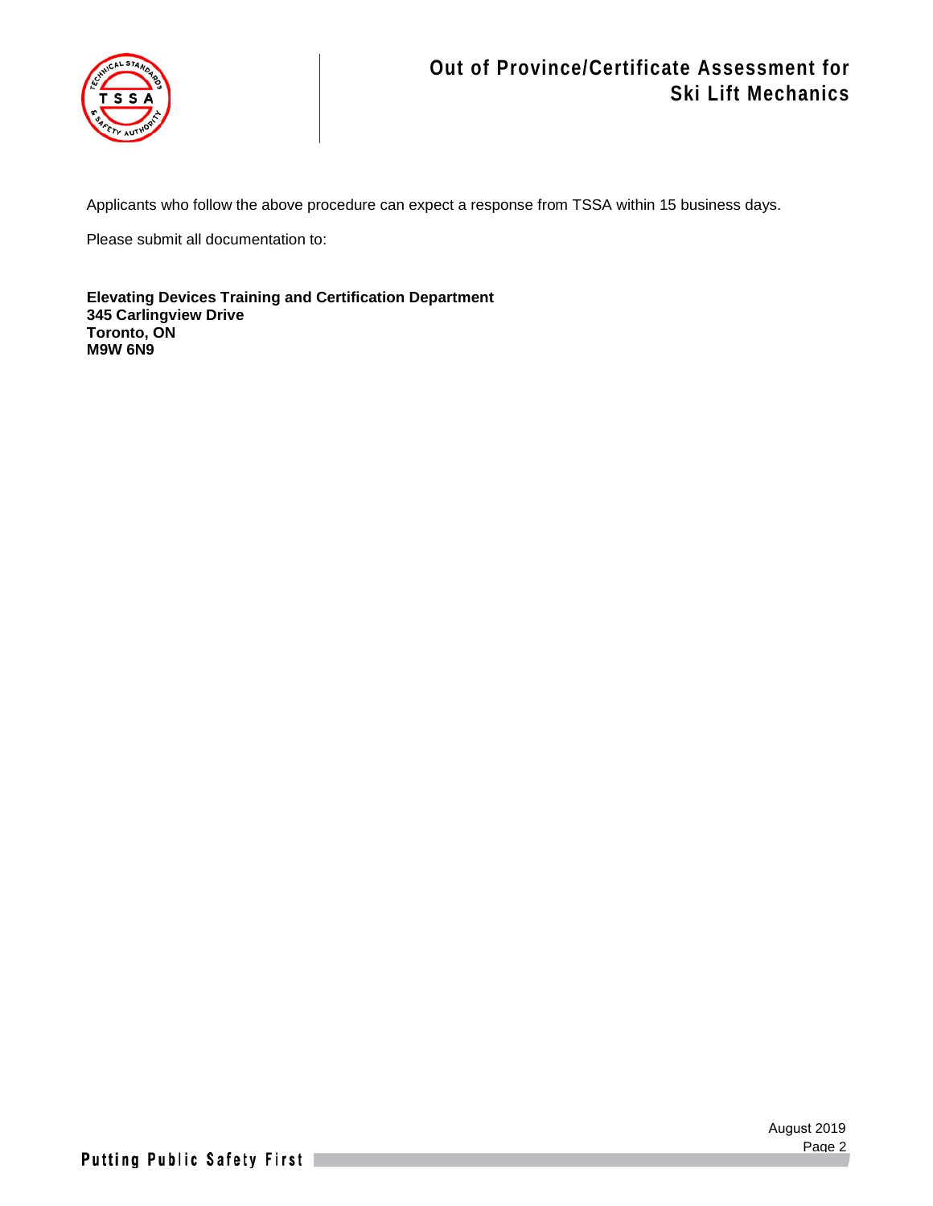Applicants who follow the above procedure can expect a response from TSSA within 15 business days.

Please submit all documentation to:

**Elevating Devices Training and Certification Department**
**345 Carlingview Drive**
**Toronto, ON**
**M9W 6N9**